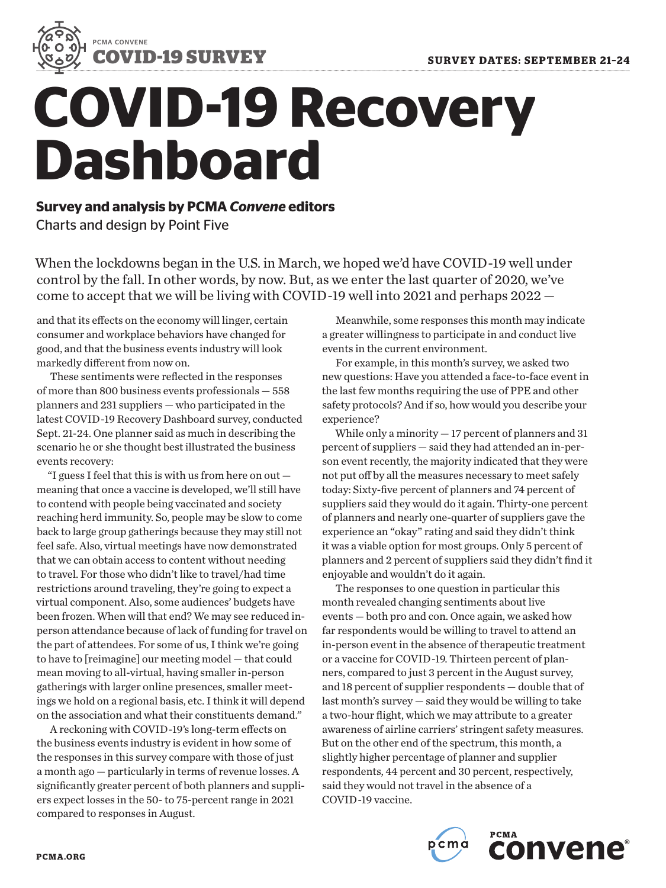PCMA CONVENE

**COVID-19 SURVEY**

**SURVEY DATES: SEPTEMBER 21-24**

# COVID-19 Recovery Dashboard

**Survey and analysis by PCMA *Convene* editors**

Charts and design by Point Five

When the lockdowns began in the U.S. in March, we hoped we'd have COVID-19 well under control by the fall. In other words, by now. But, as we enter the last quarter of 2020, we've come to accept that we will be living with COVID-19 well into 2021 and perhaps 2022 — and that its effects on the economy will linger, certain consumer and workplace behaviors have changed for good, and that the business events industry will look markedly different from now on.

These sentiments were reflected in the responses of more than 800 business events professionals — 558 planners and 231 suppliers — who participated in the latest COVID-19 Recovery Dashboard survey, conducted Sept. 21-24. One planner said as much in describing the scenario he or she thought best illustrated the business events recovery:

"I guess I feel that this is with us from here on out — meaning that once a vaccine is developed, we'll still have to contend with people being vaccinated and society reaching herd immunity. So, people may be slow to come back to large group gatherings because they may still not feel safe. Also, virtual meetings have now demonstrated that we can obtain access to content without needing to travel. For those who didn't like to travel/had time restrictions around traveling, they're going to expect a virtual component. Also, some audiences' budgets have been frozen. When will that end? We may see reduced in-person attendance because of lack of funding for travel on the part of attendees. For some of us, I think we're going to have to [reimagine] our meeting model — that could mean moving to all-virtual, having smaller in-person gatherings with larger online presences, smaller meetings we hold on a regional basis, etc. I think it will depend on the association and what their constituents demand."

A reckoning with COVID-19's long-term effects on the business events industry is evident in how some of the responses in this survey compare with those of just a month ago — particularly in terms of revenue losses. A significantly greater percent of both planners and suppliers expect losses in the 50- to 75-percent range in 2021 compared to responses in August.

Meanwhile, some responses this month may indicate a greater willingness to participate in and conduct live events in the current environment.

For example, in this month's survey, we asked two new questions: Have you attended a face-to-face event in the last few months requiring the use of PPE and other safety protocols? And if so, how would you describe your experience?

While only a minority — 17 percent of planners and 31 percent of suppliers — said they had attended an in-person event recently, the majority indicated that they were not put off by all the measures necessary to meet safely today: Sixty-five percent of planners and 74 percent of suppliers said they would do it again. Thirty-one percent of planners and nearly one-quarter of suppliers gave the experience an "okay" rating and said they didn't think it was a viable option for most groups. Only 5 percent of planners and 2 percent of suppliers said they didn't find it enjoyable and wouldn't do it again.

The responses to one question in particular this month revealed changing sentiments about live events — both pro and con. Once again, we asked how far respondents would be willing to travel to attend an in-person event in the absence of therapeutic treatment or a vaccine for COVID-19. Thirteen percent of planners, compared to just 3 percent in the August survey, and 18 percent of supplier respondents — double that of last month's survey — said they would be willing to take a two-hour flight, which we may attribute to a greater awareness of airline carriers' stringent safety measures. But on the other end of the spectrum, this month, a slightly higher percentage of planner and supplier respondents, 44 percent and 30 percent, respectively, said they would not travel in the absence of a COVID-19 vaccine.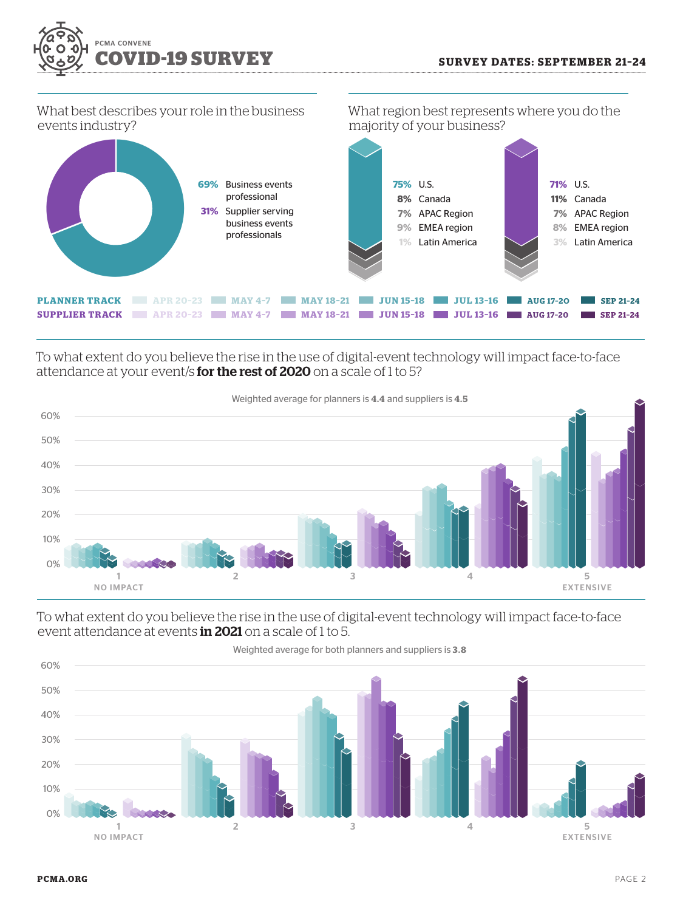# PCMA CONVENE COVID-19 SURVEY

**SURVEY DATES: SEPTEMBER 21-24**

## What best describes your role in the business events industry?

- **69%** Business events professional
- **31%** Supplier serving business events professionals

## What region best represents where you do the majority of your business?

| Planners | | Suppliers | |
|---|---|---|---|
| **75%** | U.S. | **71%** | U.S. |
| **8%** | Canada | **11%** | Canada |
| 7% | APAC Region | 7% | APAC Region |
| 9% | EMEA region | 8% | EMEA region |
| 1% | Latin America | 3% | Latin America |

**PLANNER TRACK** APR 20-23 | MAY 4-7 | MAY 18-21 | JUN 15-18 | JUL 13-16 | AUG 17-20 | SEP 21-24

**SUPPLIER TRACK** APR 20-23 | MAY 4-7 | MAY 18-21 | JUN 15-18 | JUL 13-16 | AUG 17-20 | SEP 21-24

## To what extent do you believe the rise in the use of digital-event technology will impact face-to-face attendance at your event/s **for the rest of 2020** on a scale of 1 to 5?

Weighted average for planners is **4.4** and suppliers is **4.5**

1 NO IMPACT — 2 — 3 — 4 — 5 EXTENSIVE

## To what extent do you believe the rise in the use of digital-event technology will impact face-to-face event attendance at events **in 2021** on a scale of 1 to 5.

Weighted average for both planners and suppliers is **3.8**

1 NO IMPACT — 2 — 3 — 4 — 5 EXTENSIVE

PCMA.ORG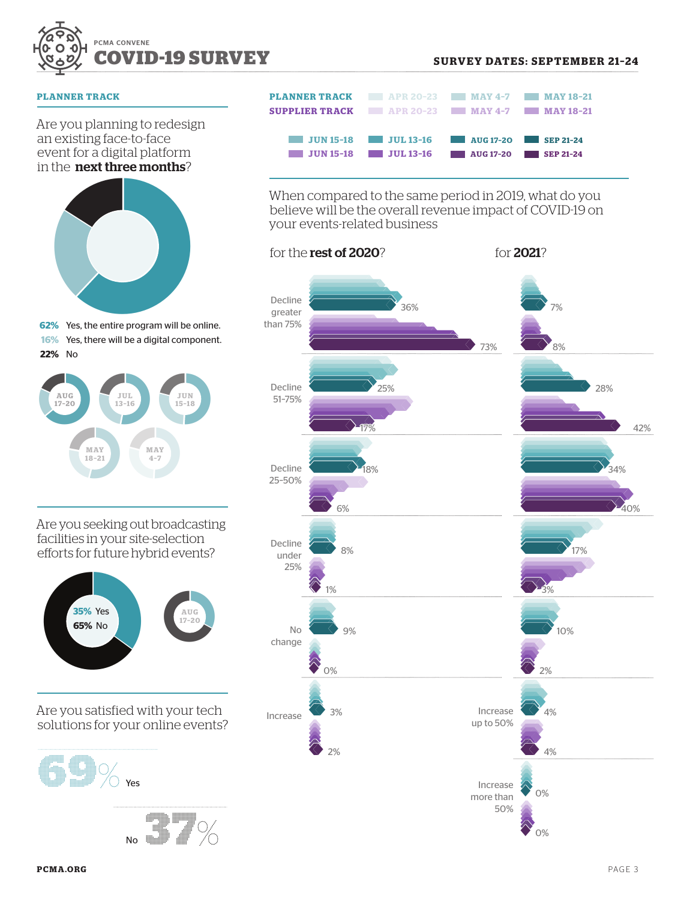PCMA CONVENE

# COVID-19 SURVEY

**SURVEY DATES: SEPTEMBER 21-24**

## PLANNER TRACK

Are you planning to redesign an existing face-to-face event for a digital platform in the **next three months**?

- **62%** Yes, the entire program will be online.
- **16%** Yes, there will be a digital component.
- **22%** No

AUG 17-20 | JUL 13-16 | JUN 15-18 | MAY 18-21 | MAY 4-7

Are you seeking out broadcasting facilities in your site-selection efforts for future hybrid events?

- **35%** Yes
- **65%** No

AUG 17-20

Are you satisfied with your tech solutions for your online events?

- **69%** Yes
- **37%** No

---

| | | | | |
|---|---|---|---|---|
| **PLANNER TRACK** | APR 20-23 | MAY 4-7 | MAY 18-21 | |
| **SUPPLIER TRACK** | APR 20-23 | MAY 4-7 | MAY 18-21 | |
| | JUN 15-18 | JUL 13-16 | AUG 17-20 | SEP 21-24 |
| | JUN 15-18 | JUL 13-16 | AUG 17-20 | SEP 21-24 |

When compared to the same period in 2019, what do you believe will be the overall revenue impact of COVID-19 on your events-related business

| | for the **rest of 2020**? (Planner, Sep 21-24) | for the **rest of 2020**? (Supplier, Sep 21-24) | for **2021**? (Planner, Sep 21-24) | for **2021**? (Supplier, Sep 21-24) |
|---|---|---|---|---|
| Decline greater than 75% | 36% | 73% | 7% | 8% |
| Decline 51–75% | 25% | 17% | 28% | 42% |
| Decline 25–50% | 18% | 6% | 34% | 40% |
| Decline under 25% | 8% | 1% | 17% | 3% |
| No change | 9% | 0% | 10% | 2% |
| Increase (2020) / Increase up to 50% (2021) | 3% | 2% | 4% | 4% |
| Increase more than 50% (2021) | | | 0% | 0% |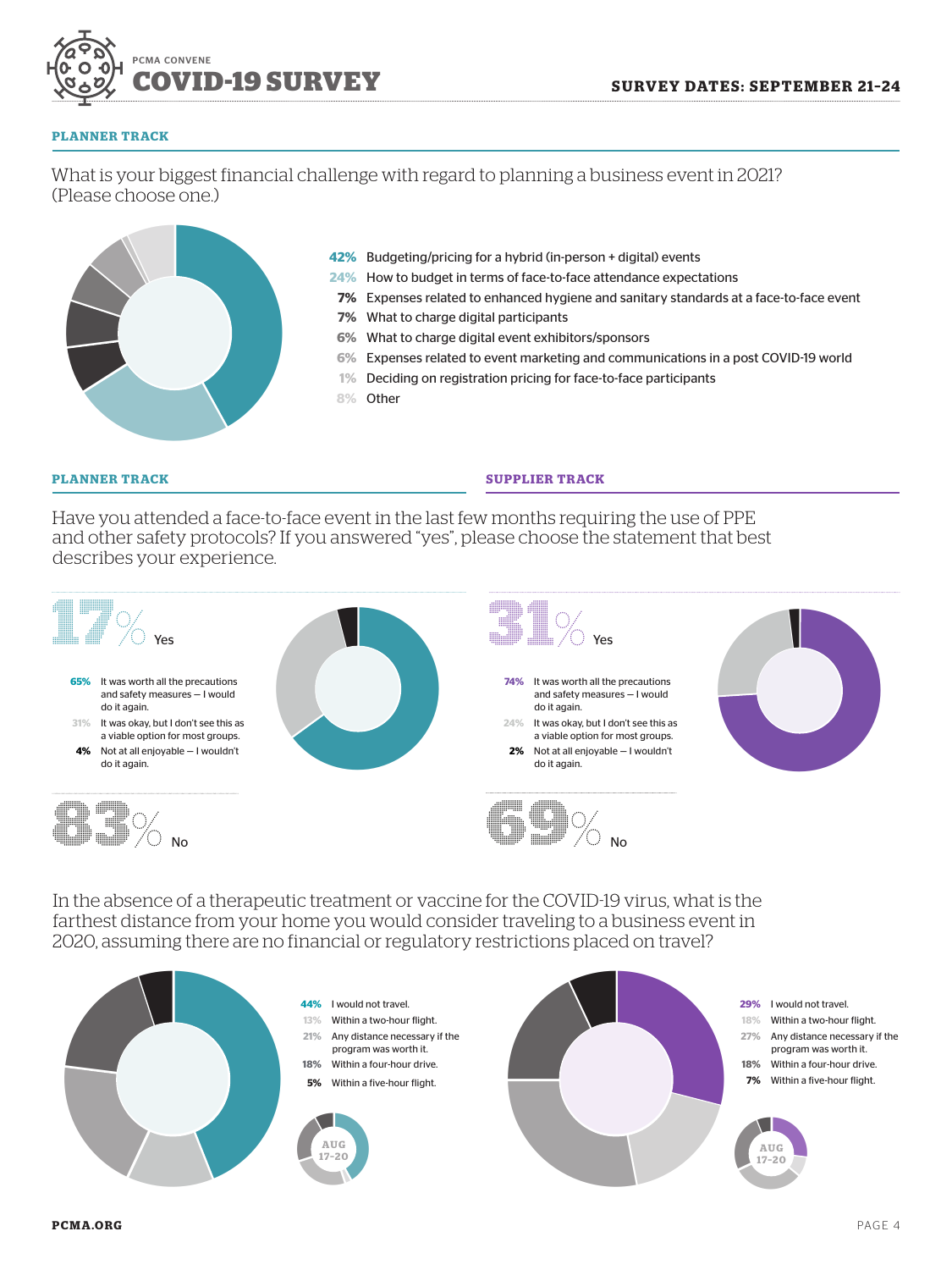## PLANNER TRACK

### What is your biggest financial challenge with regard to planning a business event in 2021? (Please choose one.)

- **42%** Budgeting/pricing for a hybrid (in-person + digital) events
- **24%** How to budget in terms of face-to-face attendance expectations
- **7%** Expenses related to enhanced hygiene and sanitary standards at a face-to-face event
- **7%** What to charge digital participants
- **6%** What to charge digital event exhibitors/sponsors
- **6%** Expenses related to event marketing and communications in a post COVID-19 world
- **1%** Deciding on registration pricing for face-to-face participants
- **8%** Other

### Have you attended a face-to-face event in the last few months requiring the use of PPE and other safety protocols? If you answered "yes", please choose the statement that best describes your experience.

**PLANNER TRACK**

**17% Yes**

- **65%** It was worth all the precautions and safety measures — I would do it again.
- **31%** It was okay, but I don't see this as a viable option for most groups.
- **4%** Not at all enjoyable — I wouldn't do it again.

**83% No**

**SUPPLIER TRACK**

**31% Yes**

- **74%** It was worth all the precautions and safety measures — I would do it again.
- **24%** It was okay, but I don't see this as a viable option for most groups.
- **2%** Not at all enjoyable — I wouldn't do it again.

**69% No**

### In the absence of a therapeutic treatment or vaccine for the COVID-19 virus, what is the farthest distance from your home you would consider traveling to a business event in 2020, assuming there are no financial or regulatory restrictions placed on travel?

**Planner Track**

- **44%** I would not travel.
- **13%** Within a two-hour flight.
- **21%** Any distance necessary if the program was worth it.
- **18%** Within a four-hour drive.
- **5%** Within a five-hour flight.

AUG 17-20

**Supplier Track**

- **29%** I would not travel.
- **18%** Within a two-hour flight.
- **27%** Any distance necessary if the program was worth it.
- **18%** Within a four-hour drive.
- **7%** Within a five-hour flight.

AUG 17-20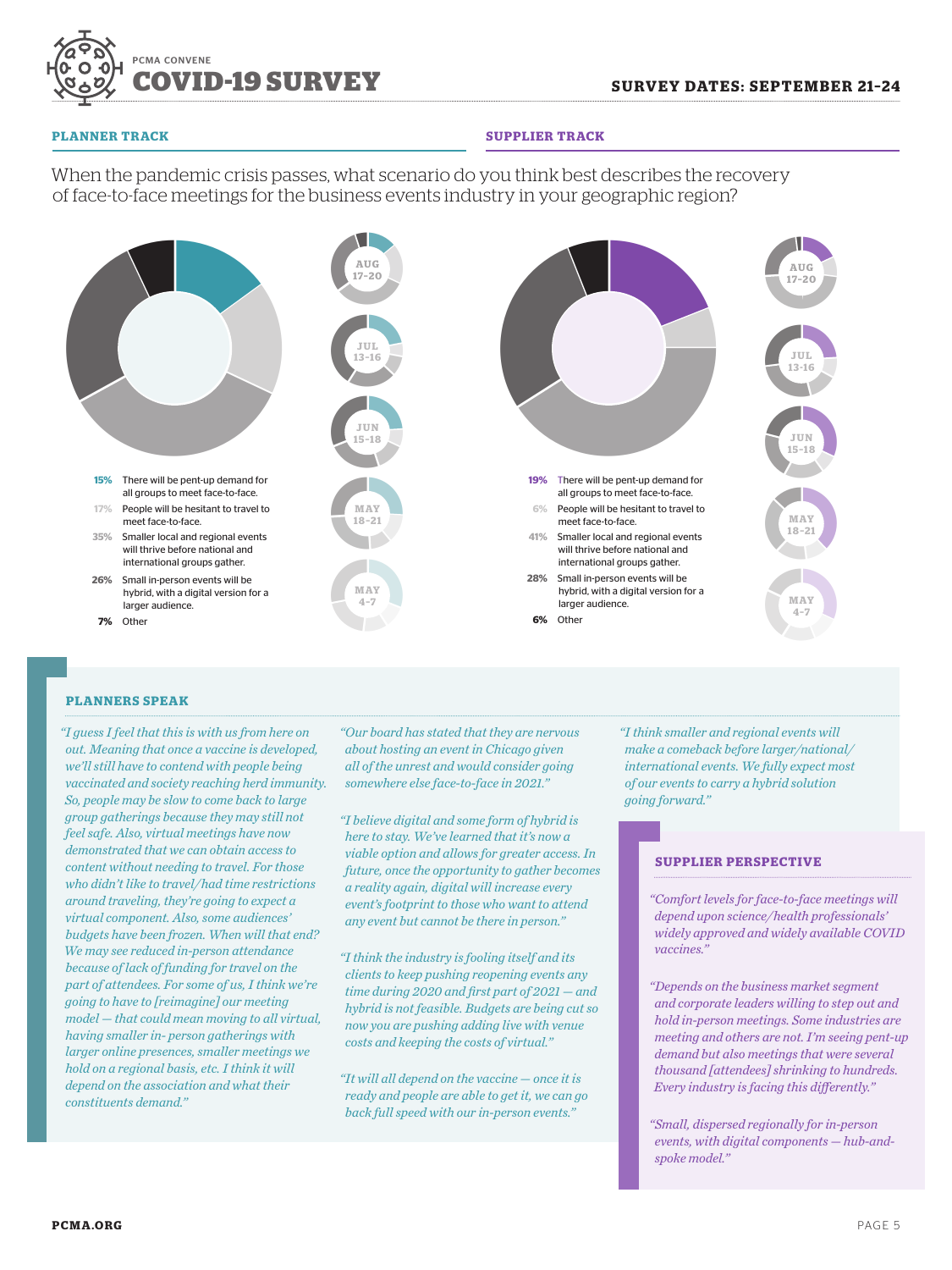# COVID-19 SURVEY

PCMA CONVENE

**SURVEY DATES: SEPTEMBER 21-24**

## PLANNER TRACK

## SUPPLIER TRACK

When the pandemic crisis passes, what scenario do you think best describes the recovery of face-to-face meetings for the business events industry in your geographic region?

### Planner Track

- **15%** There will be pent-up demand for all groups to meet face-to-face.
- **17%** People will be hesitant to travel to meet face-to-face.
- **35%** Smaller local and regional events will thrive before national and international groups gather.
- **26%** Small in-person events will be hybrid, with a digital version for a larger audience.
- **7%** Other

AUG 17-20

JUL 13-16

JUN 15-18

MAY 18-21

MAY 4-7

### Supplier Track

- **19%** There will be pent-up demand for all groups to meet face-to-face.
- **6%** People will be hesitant to travel to meet face-to-face.
- **41%** Smaller local and regional events will thrive before national and international groups gather.
- **28%** Small in-person events will be hybrid, with a digital version for a larger audience.
- **6%** Other

AUG 17-20

JUL 13-16

JUN 15-18

MAY 18-21

MAY 4-7

### PLANNERS SPEAK

*"I guess I feel that this is with us from here on out. Meaning that once a vaccine is developed, we'll still have to contend with people being vaccinated and society reaching herd immunity. So, people may be slow to come back to large group gatherings because they may still not feel safe. Also, virtual meetings have now demonstrated that we can obtain access to content without needing to travel. For those who didn't like to travel/had time restrictions around traveling, they're going to expect a virtual component. Also, some audiences' budgets have been frozen. When will that end? We may see reduced in-person attendance because of lack of funding for travel on the part of attendees. For some of us, I think we're going to have to [reimagine] our meeting model — that could mean moving to all virtual, having smaller in- person gatherings with larger online presences, smaller meetings we hold on a regional basis, etc. I think it will depend on the association and what their constituents demand."*

*"Our board has stated that they are nervous about hosting an event in Chicago given all of the unrest and would consider going somewhere else face-to-face in 2021."*

*"I believe digital and some form of hybrid is here to stay. We've learned that it's now a viable option and allows for greater access. In future, once the opportunity to gather becomes a reality again, digital will increase every event's footprint to those who want to attend any event but cannot be there in person."*

*"I think the industry is fooling itself and its clients to keep pushing reopening events any time during 2020 and first part of 2021 — and hybrid is not feasible. Budgets are being cut so now you are pushing adding live with venue costs and keeping the costs of virtual."*

*"It will all depend on the vaccine — once it is ready and people are able to get it, we can go back full speed with our in-person events."*

*"I think smaller and regional events will make a comeback before larger/national/international events. We fully expect most of our events to carry a hybrid solution going forward."*

### SUPPLIER PERSPECTIVE

*"Comfort levels for face-to-face meetings will depend upon science/health professionals' widely approved and widely available COVID vaccines."*

*"Depends on the business market segment and corporate leaders willing to step out and hold in-person meetings. Some industries are meeting and others are not. I'm seeing pent-up demand but also meetings that were several thousand [attendees] shrinking to hundreds. Every industry is facing this differently."*

*"Small, dispersed regionally for in-person events, with digital components — hub-and-spoke model."*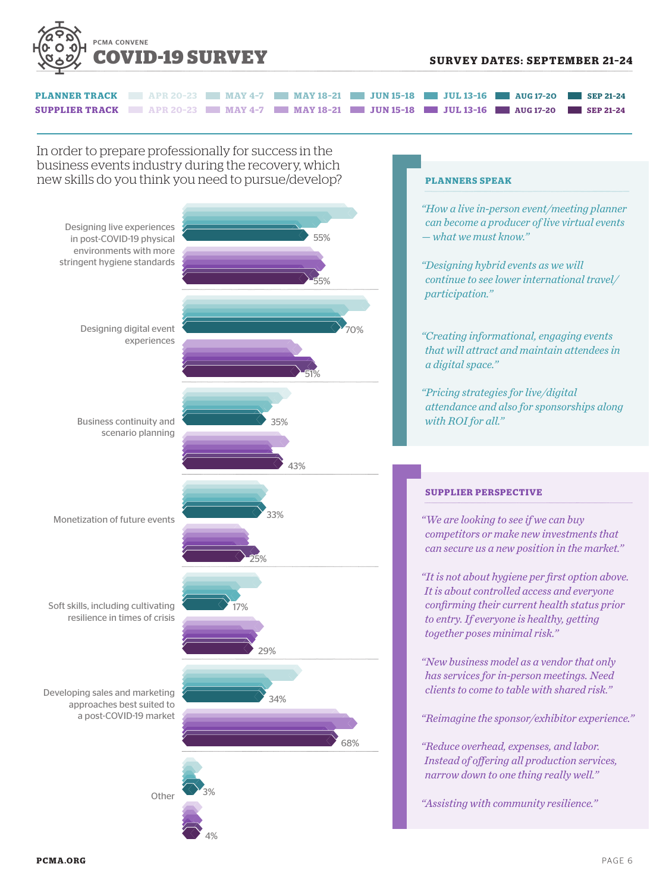PCMA CONVENE

# COVID-19 SURVEY

**SURVEY DATES: SEPTEMBER 21-24**

**PLANNER TRACK** APR 20-23 | MAY 4-7 | MAY 18-21 | JUN 15-18 | JUL 13-16 | AUG 17-20 | SEP 21-24

**SUPPLIER TRACK** APR 20-23 | MAY 4-7 | MAY 18-21 | JUN 15-18 | JUL 13-16 | AUG 17-20 | SEP 21-24

In order to prepare professionally for success in the business events industry during the recovery, which new skills do you think you need to pursue/develop?

| Skill | Planner (Sep 21-24) | Supplier (Sep 21-24) |
|---|---|---|
| Designing live experiences in post-COVID-19 physical environments with more stringent hygiene standards | 55% | 55% |
| Designing digital event experiences | 70% | 51% |
| Business continuity and scenario planning | 35% | 43% |
| Monetization of future events | 33% | 25% |
| Soft skills, including cultivating resilience in times of crisis | 17% | 29% |
| Developing sales and marketing approaches best suited to a post-COVID-19 market | 34% | 68% |
| Other | 3% | 4% |

## PLANNERS SPEAK

*"How a live in-person event/meeting planner can become a producer of live virtual events — what we must know."*

*"Designing hybrid events as we will continue to see lower international travel/ participation."*

*"Creating informational, engaging events that will attract and maintain attendees in a digital space."*

*"Pricing strategies for live/digital attendance and also for sponsorships along with ROI for all."*

## SUPPLIER PERSPECTIVE

*"We are looking to see if we can buy competitors or make new investments that can secure us a new position in the market."*

*"It is not about hygiene per first option above. It is about controlled access and everyone confirming their current health status prior to entry. If everyone is healthy, getting together poses minimal risk."*

*"New business model as a vendor that only has services for in-person meetings. Need clients to come to table with shared risk."*

*"Reimagine the sponsor/exhibitor experience."*

*"Reduce overhead, expenses, and labor. Instead of offering all production services, narrow down to one thing really well."*

*"Assisting with community resilience."*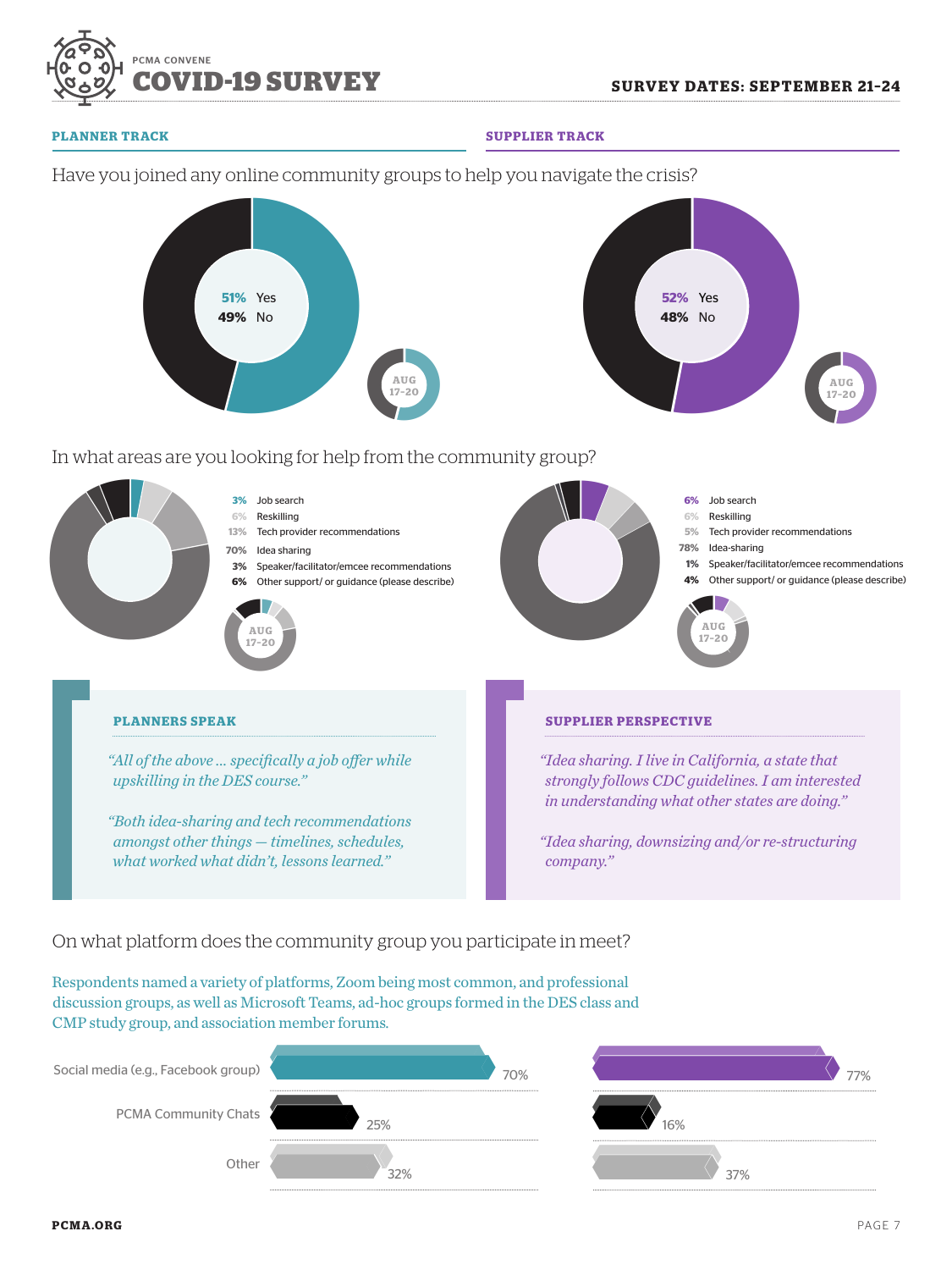# PCMA CONVENE COVID-19 SURVEY

**SURVEY DATES: SEPTEMBER 21-24**

## PLANNER TRACK

Have you joined any online community groups to help you navigate the crisis?

51% Yes
49% No

AUG 17-20

In what areas are you looking for help from the community group?

3% Job search
6% Reskilling
13% Tech provider recommendations
70% Idea sharing
3% Speaker/facilitator/emcee recommendations
6% Other support/ or guidance (please describe)

AUG 17-20

### PLANNERS SPEAK

*"All of the above ... specifically a job offer while upskilling in the DES course."*

*"Both idea-sharing and tech recommendations amongst other things — timelines, schedules, what worked what didn't, lessons learned."*

## SUPPLIER TRACK

Have you joined any online community groups to help you navigate the crisis?

52% Yes
48% No

AUG 17-20

In what areas are you looking for help from the community group?

6% Job search
6% Reskilling
5% Tech provider recommendations
78% Idea-sharing
1% Speaker/facilitator/emcee recommendations
4% Other support/ or guidance (please describe)

AUG 17-20

### SUPPLIER PERSPECTIVE

*"Idea sharing. I live in California, a state that strongly follows CDC guidelines. I am interested in understanding what other states are doing."*

*"Idea sharing, downsizing and/or re-structuring company."*

## On what platform does the community group you participate in meet?

Respondents named a variety of platforms, Zoom being most common, and professional discussion groups, as well as Microsoft Teams, ad-hoc groups formed in the DES class and CMP study group, and association member forums.

Planner track:
Social media (e.g., Facebook group) 70%
PCMA Community Chats 25%
Other 32%

Supplier track:
Social media (e.g., Facebook group) 77%
PCMA Community Chats 16%
Other 37%

PCMA.ORG